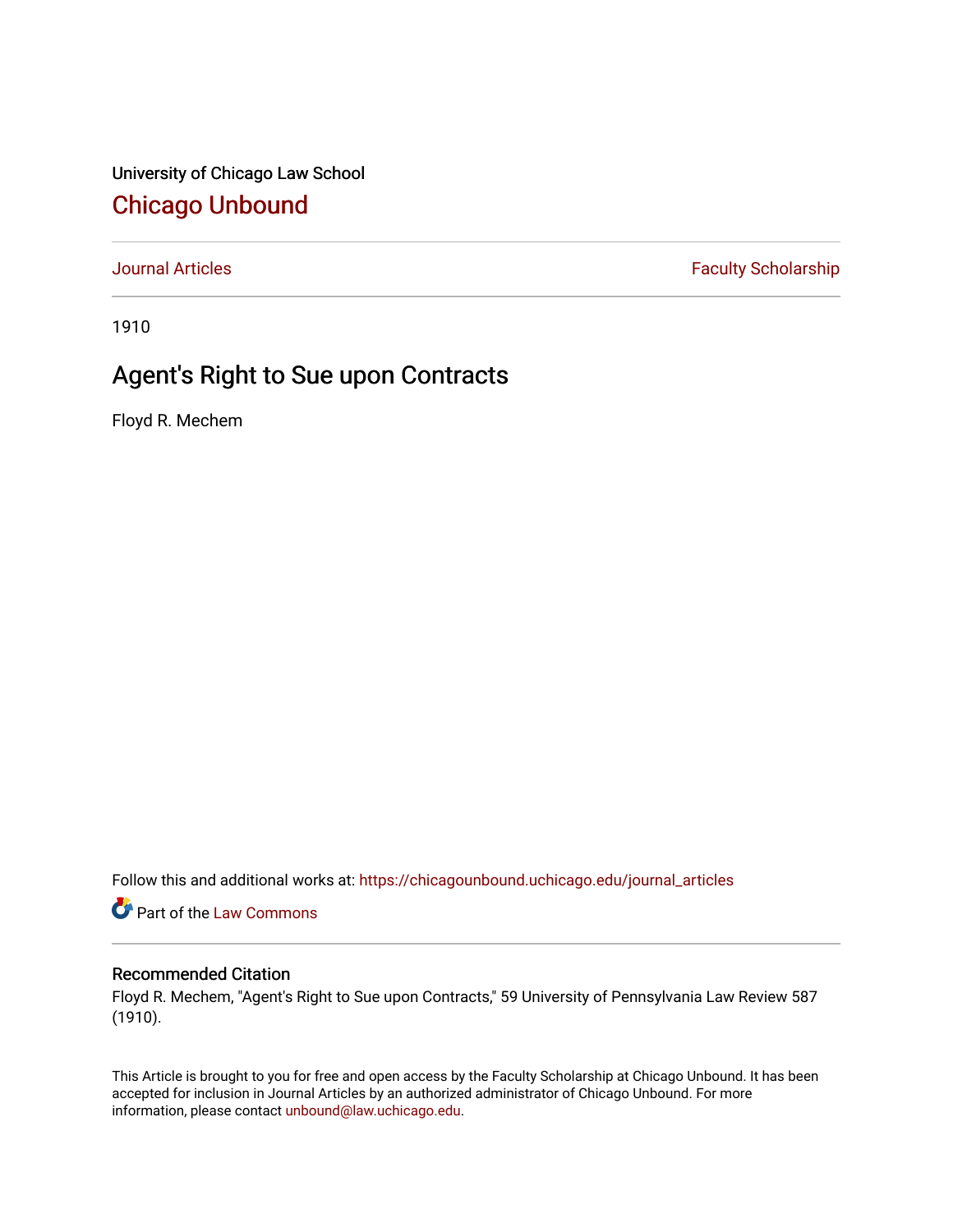University of Chicago Law School

## Chicago Unbound

Journal Articles | Faculty Scholarship

1910

# Agent's Right to Sue upon Contracts

Floyd R. Mechem

Follow this and additional works at: https://chicagounbound.uchicago.edu/journal_articles

Part of the Law Commons

### Recommended Citation

Floyd R. Mechem, "Agent's Right to Sue upon Contracts," 59 University of Pennsylvania Law Review 587 (1910).

This Article is brought to you for free and open access by the Faculty Scholarship at Chicago Unbound. It has been accepted for inclusion in Journal Articles by an authorized administrator of Chicago Unbound. For more information, please contact unbound@law.uchicago.edu.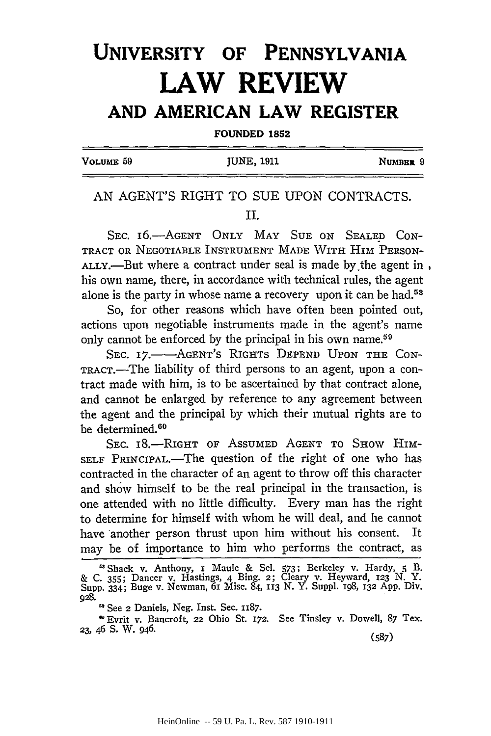# UNIVERSITY OF PENNSYLVANIA LAW REVIEW AND AMERICAN LAW REGISTER

**FOUNDED 1852**

VOLUME 59 — JUNE, 1911 — NUMBER 9

## AN AGENT'S RIGHT TO SUE UPON CONTRACTS.

### II.

SEC. 16.—AGENT ONLY MAY SUE ON SEALED CONTRACT OR NEGOTIABLE INSTRUMENT MADE WITH HIM PERSONALLY.—But where a contract under seal is made by the agent in his own name, there, in accordance with technical rules, the agent alone is the party in whose name a recovery upon it can be had.[58]

So, for other reasons which have often been pointed out, actions upon negotiable instruments made in the agent's name only cannot be enforced by the principal in his own name.[59]

SEC. 17.——AGENT'S RIGHTS DEPEND UPON THE CONTRACT.—The liability of third persons to an agent, upon a contract made with him, is to be ascertained by that contract alone, and cannot be enlarged by reference to any agreement between the agent and the principal by which their mutual rights are to be determined.[60]

SEC. 18.—RIGHT OF ASSUMED AGENT TO SHOW HIMSELF PRINCIPAL.—The question of the right of one who has contracted in the character of an agent to throw off this character and show himself to be the real principal in the transaction, is one attended with no little difficulty. Every man has the right to determine for himself with whom he will deal, and he cannot have another person thrust upon him without his consent. It may be of importance to him who performs the contract, as

---

[58] Shack v. Anthony, 1 Maule & Sel. 573; Berkeley v. Hardy, 5 B. & C. 355; Dancer v. Hastings, 4 Bing. 2; Cleary v. Heyward, 123 N. Y. Supp. 334; Buge v. Newman, 61 Misc. 84, 113 N. Y. Suppl. 198, 132 App. Div. 928.

[59] See 2 Daniels, Neg. Inst. Sec. 1187.

[60] Evrit v. Bancroft, 22 Ohio St. 172. See Tinsley v. Dowell, 87 Tex. 23, 46 S. W. 946.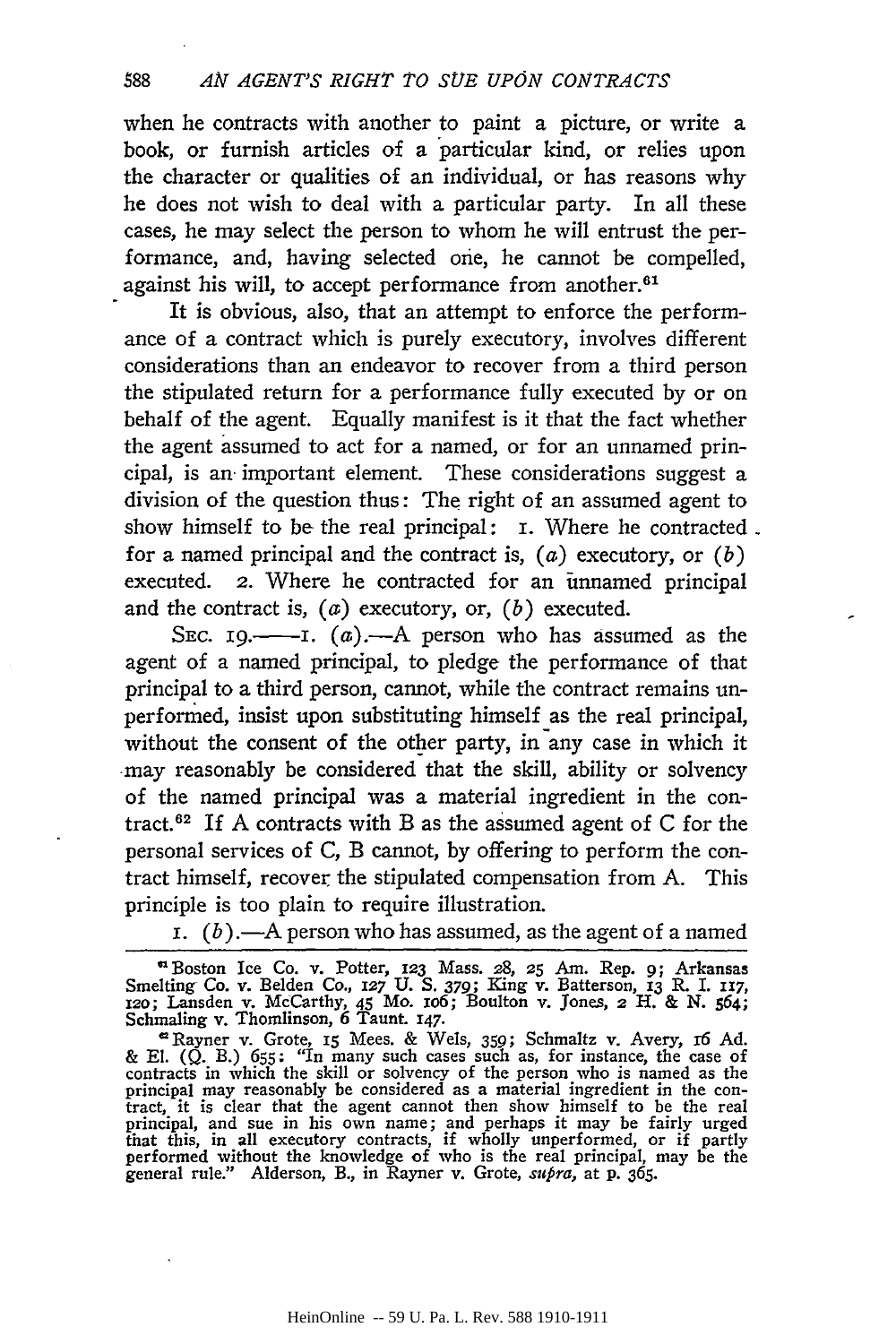when he contracts with another to paint a picture, or write a book, or furnish articles of a particular kind, or relies upon the character or qualities of an individual, or has reasons why he does not wish to deal with a particular party. In all these cases, he may select the person to whom he will entrust the performance, and, having selected one, he cannot be compelled, against his will, to accept performance from another.[61]

It is obvious, also, that an attempt to enforce the performance of a contract which is purely executory, involves different considerations than an endeavor to recover from a third person the stipulated return for a performance fully executed by or on behalf of the agent. Equally manifest is it that the fact whether the agent assumed to act for a named, or for an unnamed principal, is an important element. These considerations suggest a division of the question thus: The right of an assumed agent to show himself to be the real principal: 1. Where he contracted for a named principal and the contract is, (*a*) executory, or (*b*) executed. 2. Where he contracted for an unnamed principal and the contract is, (*a*) executory, or, (*b*) executed.

SEC. 19.——1. (*a*).—A person who has assumed as the agent of a named principal, to pledge the performance of that principal to a third person, cannot, while the contract remains unperformed, insist upon substituting himself as the real principal, without the consent of the other party, in any case in which it may reasonably be considered that the skill, ability or solvency of the named principal was a material ingredient in the contract.[62] If A contracts with B as the assumed agent of C for the personal services of C, B cannot, by offering to perform the contract himself, recover the stipulated compensation from A. This principle is too plain to require illustration.

1. (*b*).—A person who has assumed, as the agent of a named

---

[61] Boston Ice Co. v. Potter, 123 Mass. 28, 25 Am. Rep. 9; Arkansas Smelting Co. v. Belden Co., 127 U. S. 379; King v. Batterson, 13 R. I. 117, 120; Lansden v. McCarthy, 45 Mo. 106; Boulton v. Jones, 2 H. & N. 564; Schmaling v. Thomlinson, 6 Taunt. 147.

[62] Rayner v. Grote, 15 Mees. & Wels, 359; Schmaltz v. Avery, 16 Ad. & El. (Q. B.) 655: "In many such cases such as, for instance, the case of contracts in which the skill or solvency of the person who is named as the principal may reasonably be considered as a material ingredient in the contract, it is clear that the agent cannot then show himself to be the real principal, and sue in his own name; and perhaps it may be fairly urged that this, in all executory contracts, if wholly unperformed, or if partly performed without the knowledge of who is the real principal, may be the general rule." Alderson, B., in Rayner v. Grote, *supra*, at p. 365.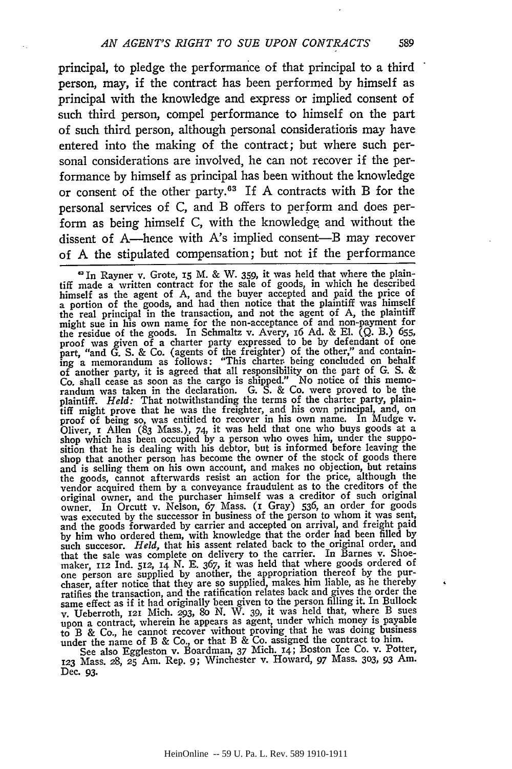principal, to pledge the performance of that principal to a third person, may, if the contract has been performed by himself as principal with the knowledge and express or implied consent of such third person, compel performance to himself on the part of such third person, although personal considerations may have entered into the making of the contract; but where such personal considerations are involved, he can not recover if the performance by himself as principal has been without the knowledge or consent of the other party.[63] If A contracts with B for the personal services of C, and B offers to perform and does perform as being himself C, with the knowledge and without the dissent of A—hence with A's implied consent—B may recover of A the stipulated compensation; but not if the performance

---

[63] In Rayner v. Grote, 15 M. & W. 359, it was held that where the plaintiff made a written contract for the sale of goods, in which he described himself as the agent of A, and the buyer accepted and paid the price of a portion of the goods, and had then notice that the plaintiff was himself the real principal in the transaction, and not the agent of A, the plaintiff might sue in his own name for the non-acceptance of and non-payment for the residue of the goods. In Schmaltz v. Avery, 16 Ad. & El. (Q. B.) 655, proof was given of a charter party expressed to be by defendant of one part, "and G. S. & Co. (agents of the freighter) of the other," and containing a memorandum as follows: "This charter being concluded on behalf of another party, it is agreed that all responsibility on the part of G. S. & Co. shall cease as soon as the cargo is shipped." No notice of this memorandum was taken in the declaration. G. S. & Co. were proved to be the plaintiff. *Held:* That notwithstanding the terms of the charter party, plaintiff might prove that he was the freighter, and his own principal, and, on proof of being so, was entitled to recover in his own name. In Mudge v. Oliver, 1 Allen (83 Mass.), 74, it was held that one who buys goods at a shop which has been occupied by a person who owes him, under the supposition that he is dealing with his debtor, but is informed before leaving the shop that another person has become the owner of the stock of goods there and is selling them on his own account, and makes no objection, but retains the goods, cannot afterwards resist an action for the price, although the vendor acquired them by a conveyance fraudulent as to the creditors of the original owner, and the purchaser himself was a creditor of such original owner. In Orcutt v. Nelson, 67 Mass. (1 Gray) 536, an order for goods was executed by the successor in business of the person to whom it was sent, and the goods forwarded by carrier and accepted on arrival, and freight paid by him who ordered them, with knowledge that the order had been filled by such succesor. *Held,* that his assent related back to the original order, and that the sale was complete on delivery to the carrier. In Barnes v. Shoemaker, 112 Ind. 512, 14 N. E. 367, it was held that where goods ordered of one person are supplied by another, the appropriation thereof by the purchaser, after notice that they are so supplied, makes him liable, as he thereby ratifies the transaction, and the ratification relates back and gives the order the same effect as if it had originally been given to the person filling it. In Bullock v. Ueberroth, 121 Mich. 293, 80 N. W. 39, it was held that, where B sues upon a contract, wherein he appears as agent, under which money is payable to B & Co., he cannot recover without proving that he was doing business under the name of B & Co., or that B & Co. assigned the contract to him.

See also Eggleston v. Boardman, 37 Mich. 14; Boston Ice Co. v. Potter, 123 Mass. 28, 25 Am. Rep. 9; Winchester v. Howard, 97 Mass. 303, 93 Am. Dec. 93.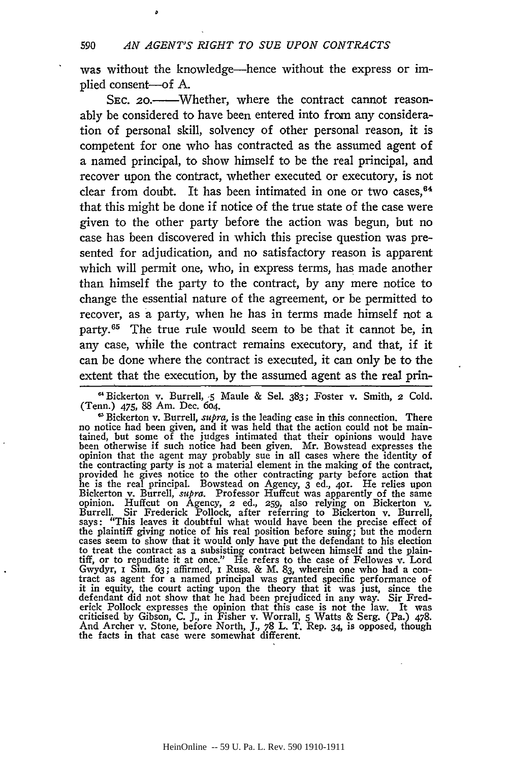was without the knowledge—hence without the express or implied consent—of A.

SEC. 20.——Whether, where the contract cannot reasonably be considered to have been entered into from any consideration of personal skill, solvency of other personal reason, it is competent for one who has contracted as the assumed agent of a named principal, to show himself to be the real principal, and recover upon the contract, whether executed or executory, is not clear from doubt. It has been intimated in one or two cases,[64] that this might be done if notice of the true state of the case were given to the other party before the action was begun, but no case has been discovered in which this precise question was presented for adjudication, and no satisfactory reason is apparent which will permit one, who, in express terms, has made another than himself the party to the contract, by any mere notice to change the essential nature of the agreement, or be permitted to recover, as a party, when he has in terms made himself not a party.[65] The true rule would seem to be that it cannot be, in any case, while the contract remains executory, and that, if it can be done where the contract is executed, it can only be to the extent that the execution, by the assumed agent as the real prin-

[64] Bickerton v. Burrell, 5 Maule & Sel. 383; Foster v. Smith, 2 Cold. (Tenn.) 475, 88 Am. Dec. 604.

[65] Bickerton v. Burrell, *supra*, is the leading case in this connection. There no notice had been given, and it was held that the action could not be maintained, but some of the judges intimated that their opinions would have been otherwise if such notice had been given. Mr. Bowstead expresses the opinion that the agent may probably sue in all cases where the identity of the contracting party is not a material element in the making of the contract, provided he gives notice to the other contracting party before action that he is the real principal. Bowstead on Agency, 3 ed., 401. He relies upon Bickerton v. Burrell, *supra*. Professor Huffcut was apparently of the same opinion. Huffcut on Agency, 2 ed., 259, also relying on Bickerton v. Burrell. Sir Frederick Pollock, after referring to Bickerton v. Burrell, says: "This leaves it doubtful what would have been the precise effect of the plaintiff giving notice of his real position before suing; but the modern cases seem to show that it would only have put the defendant to his election to treat the contract as a subsisting contract between himself and the plaintiff, or to repudiate it at once." He refers to the case of Fellowes v. Lord Gwydyr, 1 Sim. 63; affirmed, 1 Russ. & M. 83, wherein one who had a contract as agent for a named principal was granted specific performance of it in equity, the court acting upon the theory that it was just, since the defendant did not show that he had been prejudiced in any way. Sir Frederick Pollock expresses the opinion that this case is not the law. It was criticised by Gibson, C. J., in Fisher v. Worrall, 5 Watts & Serg. (Pa.) 478. And Archer v. Stone, before North, J., 78 L. T. Rep. 34, is opposed, though the facts in that case were somewhat different.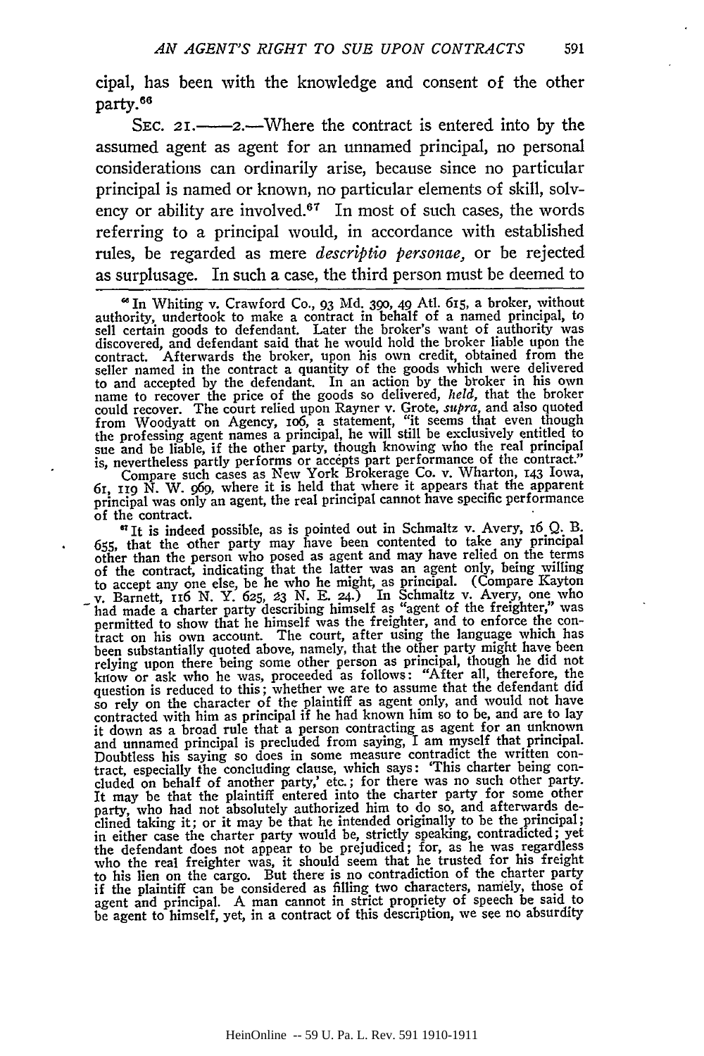cipal, has been with the knowledge and consent of the other party.[66]

SEC. 21.——2.—Where the contract is entered into by the assumed agent as agent for an unnamed principal, no personal considerations can ordinarily arise, because since no particular principal is named or known, no particular elements of skill, solvency or ability are involved.[67] In most of such cases, the words referring to a principal would, in accordance with established rules, be regarded as mere *descriptio personae,* or be rejected as surplusage. In such a case, the third person must be deemed to

---

[66] In Whiting v. Crawford Co., 93 Md. 390, 49 Atl. 615, a broker, without authority, undertook to make a contract in behalf of a named principal, to sell certain goods to defendant. Later the broker's want of authority was discovered, and defendant said that he would hold the broker liable upon the contract. Afterwards the broker, upon his own credit, obtained from the seller named in the contract a quantity of the goods which were delivered to and accepted by the defendant. In an action by the broker in his own name to recover the price of the goods so delivered, *held,* that the broker could recover. The court relied upon Rayner v. Grote, *supra,* and also quoted from Woodyatt on Agency, 106, a statement, "it seems that even though the professing agent names a principal, he will still be exclusively entitled to sue and be liable, if the other party, though knowing who the real principal is, nevertheless partly performs or accepts part performance of the contract."

Compare such cases as New York Brokerage Co. v. Wharton, 143 Iowa, 61, 119 N. W. 969, where it is held that where it appears that the apparent principal was only an agent, the real principal cannot have specific performance of the contract.

[67] It is indeed possible, as is pointed out in Schmaltz v. Avery, 16 Q. B. 655, that the other party may have been contented to take any principal other than the person who posed as agent and may have relied on the terms of the contract, indicating that the latter was an agent only, being willing to accept any one else, be he who he might, as principal. (Compare Kayton v. Barnett, 116 N. Y. 625, 23 N. E. 24.) In Schmaltz v. Avery, one who had made a charter party describing himself as "agent of the freighter," was permitted to show that he himself was the freighter, and to enforce the contract on his own account. The court, after using the language which has been substantially quoted above, namely, that the other party might have been relying upon there being some other person as principal, though he did not know or ask who he was, proceeded as follows: "After all, therefore, the question is reduced to this; whether we are to assume that the defendant did so rely on the character of the plaintiff as agent only, and would not have contracted with him as principal if he had known him so to be, and are to lay it down as a broad rule that a person contracting as agent for an unknown and unnamed principal is precluded from saying, I am myself that principal. Doubtless his saying so does in some measure contradict the written contract, especially the concluding clause, which says: 'This charter being concluded on behalf of another party,' etc.; for there was no such other party. It may be that the plaintiff entered into the charter party for some other party, who had not absolutely authorized him to do so, and afterwards declined taking it; or it may be that he intended originally to be the principal; in either case the charter party would be, strictly speaking, contradicted; yet the defendant does not appear to be prejudiced; for, as he was regardless who the real freighter was, it should seem that he trusted for his freight to his lien on the cargo. But there is no contradiction of the charter party if the plaintiff can be considered as filling two characters, namely, those of agent and principal. A man cannot in strict propriety of speech be said to be agent to himself, yet, in a contract of this description, we see no absurdity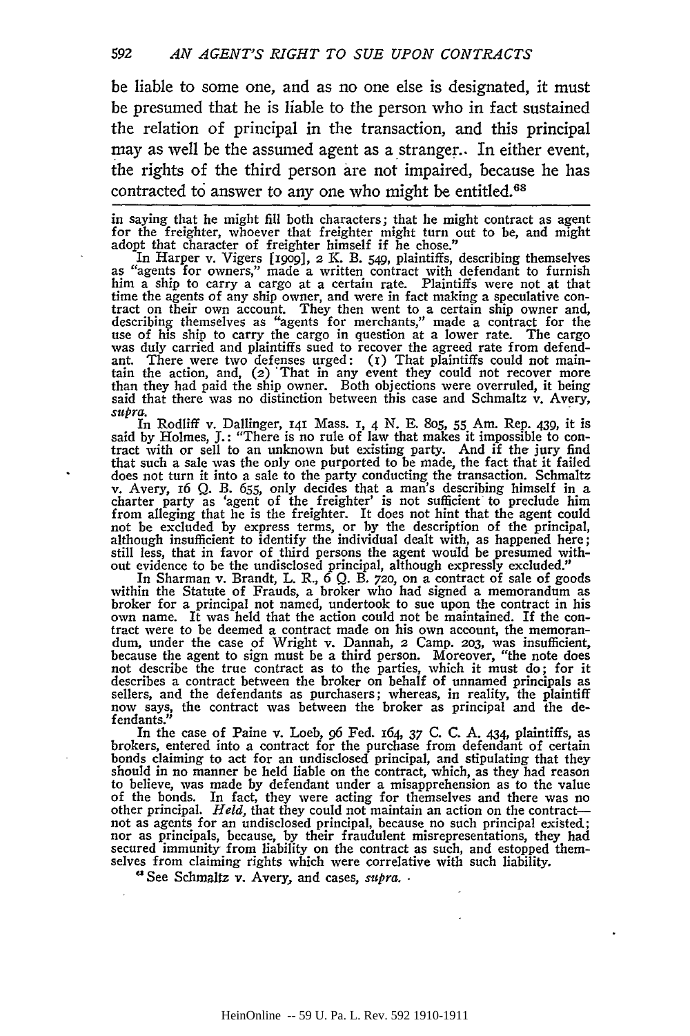be liable to some one, and as no one else is designated, it must be presumed that he is liable to the person who in fact sustained the relation of principal in the transaction, and this principal may as well be the assumed agent as a stranger. In either event, the rights of the third person are not impaired, because he has contracted to answer to any one who might be entitled.[68]

---

in saying that he might fill both characters; that he might contract as agent for the freighter, whoever that freighter might turn out to be, and might adopt that character of freighter himself if he chose."

In Harper v. Vigers [1909], 2 K. B. 549, plaintiffs, describing themselves as "agents for owners," made a written contract with defendant to furnish him a ship to carry a cargo at a certain rate. Plaintiffs were not at that time the agents of any ship owner, and were in fact making a speculative contract on their own account. They then went to a certain ship owner and, describing themselves as "agents for merchants," made a contract for the use of his ship to carry the cargo in question at a lower rate. The cargo was duly carried and plaintiffs sued to recover the agreed rate from defendant. There were two defenses urged: (1) That plaintiffs could not maintain the action, and, (2) That in any event they could not recover more than they had paid the ship owner. Both objections were overruled, it being said that there was no distinction between this case and Schmaltz v. Avery, *supra*.

In Rodliff v. Dallinger, 141 Mass. 1, 4 N. E. 805, 55 Am. Rep. 439, it is said by Holmes, J.: "There is no rule of law that makes it impossible to contract with or sell to an unknown but existing party. And if the jury find that such a sale was the only one purported to be made, the fact that it failed does not turn it into a sale to the party conducting the transaction. Schmaltz v. Avery, 16 Q. B. 655, only decides that a man's describing himself in a charter party as 'agent of the freighter' is not sufficient to preclude him from alleging that he is the freighter. It does not hint that the agent could not be excluded by express terms, or by the description of the principal, although insufficient to identify the individual dealt with, as happened here; still less, that in favor of third persons the agent would be presumed without evidence to be the undisclosed principal, although expressly excluded."

In Sharman v. Brandt, L. R., 6 Q. B. 720, on a contract of sale of goods within the Statute of Frauds, a broker who had signed a memorandum as broker for a principal not named, undertook to sue upon the contract in his own name. It was held that the action could not be maintained. If the contract were to be deemed a contract made on his own account, the memorandum, under the case of Wright v. Dannah, 2 Camp. 203, was insufficient, because the agent to sign must be a third person. Moreover, "the note does not describe the true contract as to the parties, which it must do; for it describes a contract between the broker on behalf of unnamed principals as sellers, and the defendants as purchasers; whereas, in reality, the plaintiff now says, the contract was between the broker as principal and the defendants."

In the case of Paine v. Loeb, 96 Fed. 164, 37 C. C. A. 434, plaintiffs, as brokers, entered into a contract for the purchase from defendant of certain bonds claiming to act for an undisclosed principal, and stipulating that they should in no manner be held liable on the contract, which, as they had reason to believe, was made by defendant under a misapprehension as to the value of the bonds. In fact, they were acting for themselves and there was no other principal. *Held*, that they could not maintain an action on the contract—not as agents for an undisclosed principal, because no such principal existed; nor as principals, because, by their fraudulent misrepresentations, they had secured immunity from liability on the contract as such, and estopped themselves from claiming rights which were correlative with such liability.

[68] See Schmaltz v. Avery, and cases, *supra*.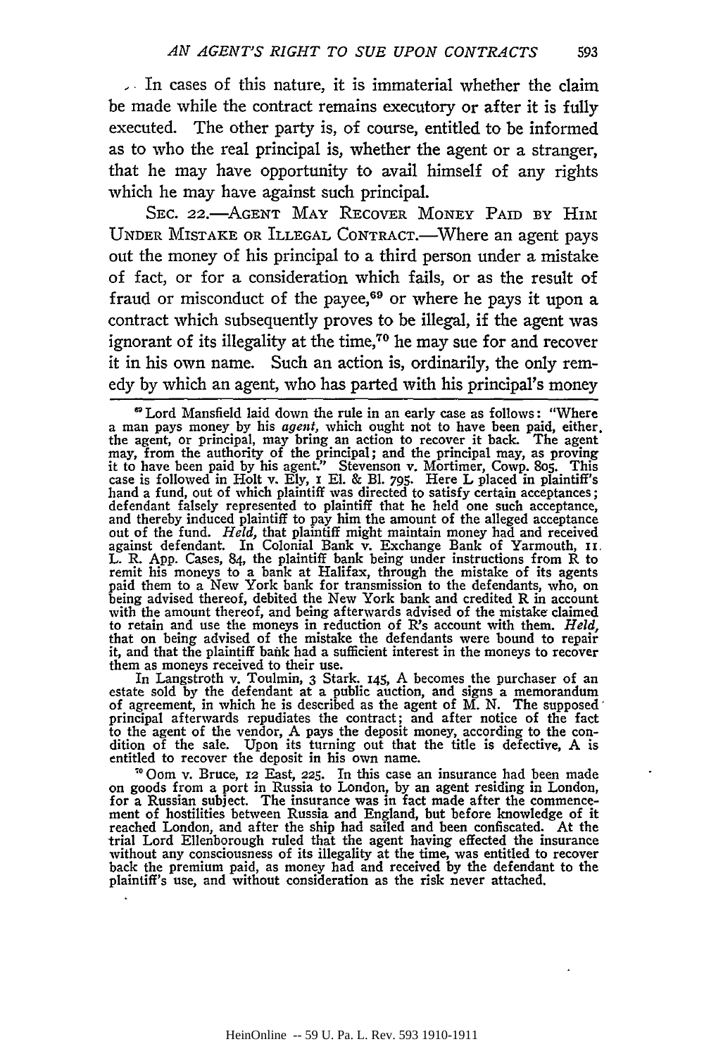In cases of this nature, it is immaterial whether the claim be made while the contract remains executory or after it is fully executed. The other party is, of course, entitled to be informed as to who the real principal is, whether the agent or a stranger, that he may have opportunity to avail himself of any rights which he may have against such principal.

SEC. 22.—AGENT MAY RECOVER MONEY PAID BY HIM UNDER MISTAKE OR ILLEGAL CONTRACT.—Where an agent pays out the money of his principal to a third person under a mistake of fact, or for a consideration which fails, or as the result of fraud or misconduct of the payee,[69] or where he pays it upon a contract which subsequently proves to be illegal, if the agent was ignorant of its illegality at the time,[70] he may sue for and recover it in his own name. Such an action is, ordinarily, the only remedy by which an agent, who has parted with his principal's money

---

[69] Lord Mansfield laid down the rule in an early case as follows: "Where a man pays money by his *agent*, which ought not to have been paid, either, the agent, or principal, may bring an action to recover it back. The agent may, from the authority of the principal; and the principal may, as proving it to have been paid by his agent." Stevenson v. Mortimer, Cowp. 805. This case is followed in Holt v. Ely, 1 El. & Bl. 795. Here L placed in plaintiff's hand a fund, out of which plaintiff was directed to satisfy certain acceptances; defendant falsely represented to plaintiff that he held one such acceptance, and thereby induced plaintiff to pay him the amount of the alleged acceptance out of the fund. *Held*, that plaintiff might maintain money had and received against defendant. In Colonial Bank v. Exchange Bank of Yarmouth, 11 L. R. App. Cases, 84, the plaintiff bank being under instructions from R to remit his moneys to a bank at Halifax, through the mistake of its agents paid them to a New York bank for transmission to the defendants, who, on being advised thereof, debited the New York bank and credited R in account with the amount thereof, and being afterwards advised of the mistake claimed to retain and use the moneys in reduction of R's account with them. *Held*, that on being advised of the mistake the defendants were bound to repair it, and that the plaintiff bank had a sufficient interest in the moneys to recover them as moneys received to their use.

In Langstroth v. Toulmin, 3 Stark. 145, A becomes the purchaser of an estate sold by the defendant at a public auction, and signs a memorandum of agreement, in which he is described as the agent of M. N. The supposed principal afterwards repudiates the contract; and after notice of the fact to the agent of the vendor, A pays the deposit money, according to the condition of the sale. Upon its turning out that the title is defective, A is entitled to recover the deposit in his own name.

[70] Oom v. Bruce, 12 East, 225. In this case an insurance had been made on goods from a port in Russia to London, by an agent residing in London, for a Russian subject. The insurance was in fact made after the commencement of hostilities between Russia and England, but before knowledge of it reached London, and after the ship had sailed and been confiscated. At the trial Lord Ellenborough ruled that the agent having effected the insurance without any consciousness of its illegality at the time, was entitled to recover back the premium paid, as money had and received by the defendant to the plaintiff's use, and without consideration as the risk never attached.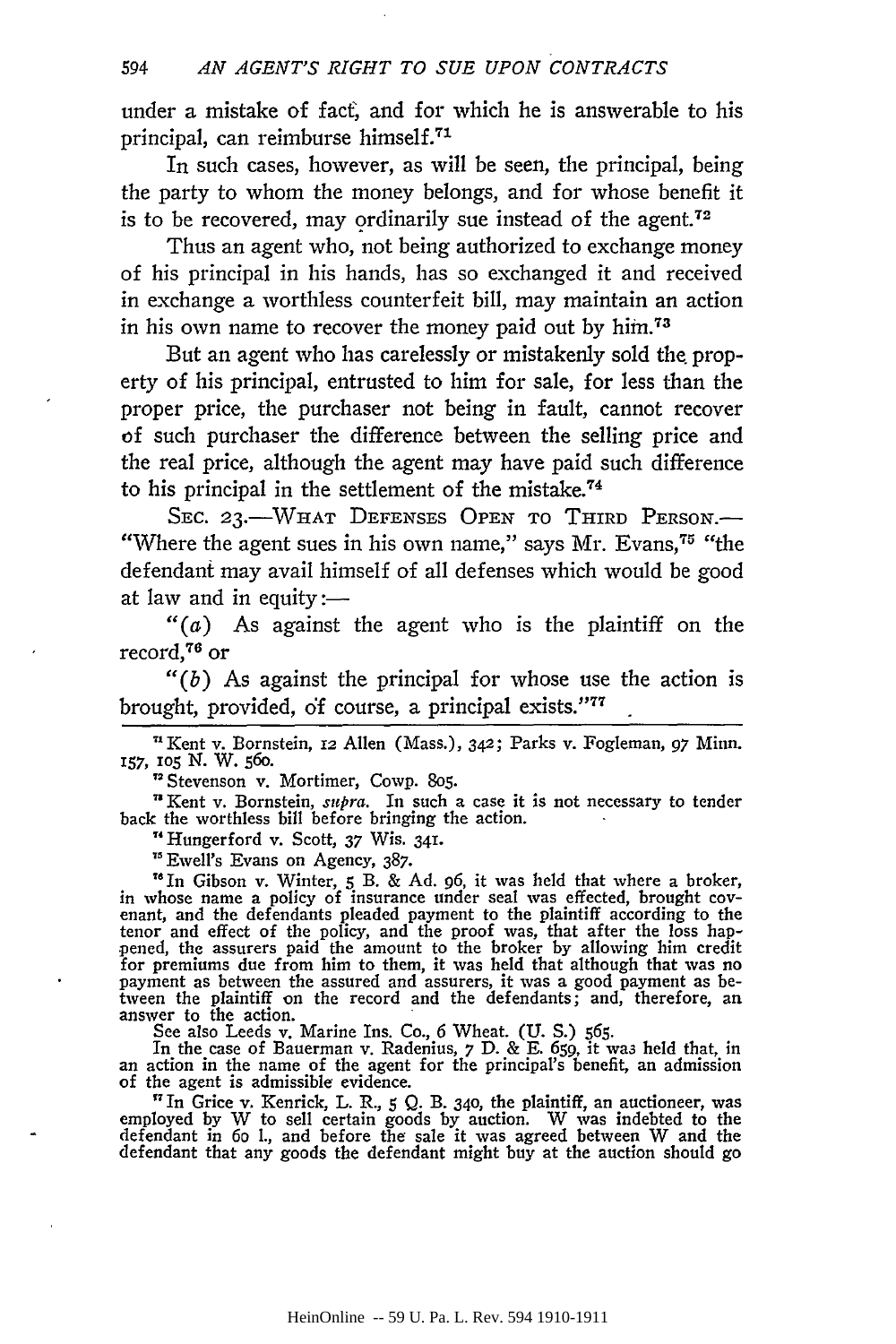under a mistake of fact, and for which he is answerable to his principal, can reimburse himself.[71]

In such cases, however, as will be seen, the principal, being the party to whom the money belongs, and for whose benefit it is to be recovered, may ordinarily sue instead of the agent.[72]

Thus an agent who, not being authorized to exchange money of his principal in his hands, has so exchanged it and received in exchange a worthless counterfeit bill, may maintain an action in his own name to recover the money paid out by him.[73]

But an agent who has carelessly or mistakenly sold the property of his principal, entrusted to him for sale, for less than the proper price, the purchaser not being in fault, cannot recover of such purchaser the difference between the selling price and the real price, although the agent may have paid such difference to his principal in the settlement of the mistake.[74]

SEC. 23.—WHAT DEFENSES OPEN TO THIRD PERSON.—"Where the agent sues in his own name," says Mr. Evans,[75] "the defendant may avail himself of all defenses which would be good at law and in equity:—

"(*a*) As against the agent who is the plaintiff on the record,[76] or

"(*b*) As against the principal for whose use the action is brought, provided, of course, a principal exists."[77]

---

[71] Kent v. Bornstein, 12 Allen (Mass.), 342; Parks v. Fogleman, 97 Minn. 157, 105 N. W. 560.

[72] Stevenson v. Mortimer, Cowp. 805.

[73] Kent v. Bornstein, *supra*. In such a case it is not necessary to tender back the worthless bill before bringing the action.

[74] Hungerford v. Scott, 37 Wis. 341.

[75] Ewell's Evans on Agency, 387.

[76] In Gibson v. Winter, 5 B. & Ad. 96, it was held that where a broker, in whose name a policy of insurance under seal was effected, brought covenant, and the defendants pleaded payment to the plaintiff according to the tenor and effect of the policy, and the proof was, that after the loss happened, the assurers paid the amount to the broker by allowing him credit for premiums due from him to them, it was held that although that was no payment as between the assured and assurers, it was a good payment as between the plaintiff on the record and the defendants; and, therefore, an answer to the action.

See also Leeds v. Marine Ins. Co., 6 Wheat. (U. S.) 565.

In the case of Bauerman v. Radenius, 7 D. & E. 659, it was held that, in an action in the name of the agent for the principal's benefit, an admission of the agent is admissible evidence.

[77] In Grice v. Kenrick, L. R., 5 Q. B. 340, the plaintiff, an auctioneer, was employed by W to sell certain goods by auction. W was indebted to the defendant in 60 l., and before the sale it was agreed between W and the defendant that any goods the defendant might buy at the auction should go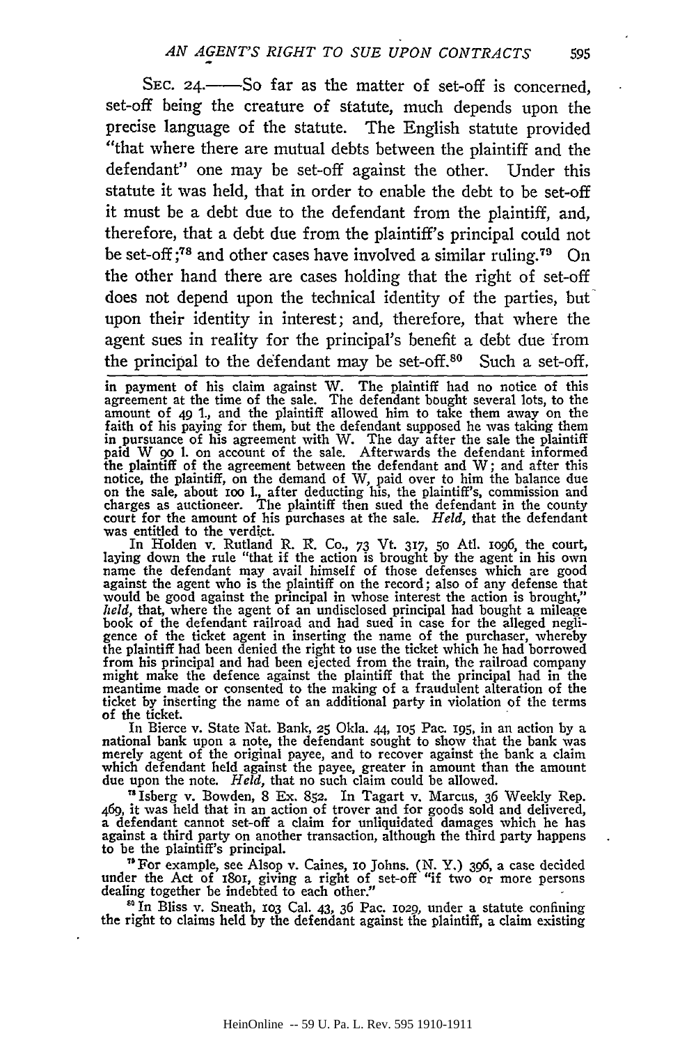SEC. 24.——So far as the matter of set-off is concerned, set-off being the creature of statute, much depends upon the precise language of the statute. The English statute provided "that where there are mutual debts between the plaintiff and the defendant" one may be set-off against the other. Under this statute it was held, that in order to enable the debt to be set-off it must be a debt due to the defendant from the plaintiff, and, therefore, that a debt due from the plaintiff's principal could not be set-off;[78] and other cases have involved a similar ruling.[79] On the other hand there are cases holding that the right of set-off does not depend upon the technical identity of the parties, but upon their identity in interest; and, therefore, that where the agent sues in reality for the principal's benefit a debt due from the principal to the defendant may be set-off.[80] Such a set-off,

in payment of his claim against W. The plaintiff had no notice of this agreement at the time of the sale. The defendant bought several lots, to the amount of 49 l., and the plaintiff allowed him to take them away on the faith of his paying for them, but the defendant supposed he was taking them in pursuance of his agreement with W. The day after the sale the plaintiff paid W 90 l. on account of the sale. Afterwards the defendant informed the plaintiff of the agreement between the defendant and W; and after this notice, the plaintiff, on the demand of W, paid over to him the balance due on the sale, about 100 l., after deducting his, the plaintiff's, commission and charges as auctioneer. The plaintiff then sued the defendant in the county court for the amount of his purchases at the sale. *Held*, that the defendant was entitled to the verdict.

In Holden v. Rutland R. R. Co., 73 Vt. 317, 50 Atl. 1096, the court, laying down the rule "that if the action is brought by the agent in his own name the defendant may avail himself of those defenses which are good against the agent who is the plaintiff on the record; also of any defense that would be good against the principal in whose interest the action is brought," *held*, that, where the agent of an undisclosed principal had bought a mileage book of the defendant railroad and had sued in case for the alleged negligence of the ticket agent in inserting the name of the purchaser, whereby the plaintiff had been denied the right to use the ticket which he had borrowed from his principal and had been ejected from the train, the railroad company might make the defence against the plaintiff that the principal had in the meantime made or consented to the making of a fraudulent alteration of the ticket by inserting the name of an additional party in violation of the terms of the ticket.

In Bierce v. State Nat. Bank, 25 Okla. 44, 105 Pac. 195, in an action by a national bank upon a note, the defendant sought to show that the bank was merely agent of the original payee, and to recover against the bank a claim which defendant held against the payee, greater in amount than the amount due upon the note. *Held*, that no such claim could be allowed.

[78] Isberg v. Bowden, 8 Ex. 852. In Tagart v. Marcus, 36 Weekly Rep. 469, it was held that in an action of trover and for goods sold and delivered, a defendant cannot set-off a claim for unliquidated damages which he has against a third party on another transaction, although the third party happens to be the plaintiff's principal.

[79] For example, see Alsop v. Caines, 10 Johns. (N. Y.) 396, a case decided under the Act of 1801, giving a right of set-off "if two or more persons dealing together be indebted to each other."

[80] In Bliss v. Sneath, 103 Cal. 43, 36 Pac. 1029, under a statute confining the right to claims held by the defendant against the plaintiff, a claim existing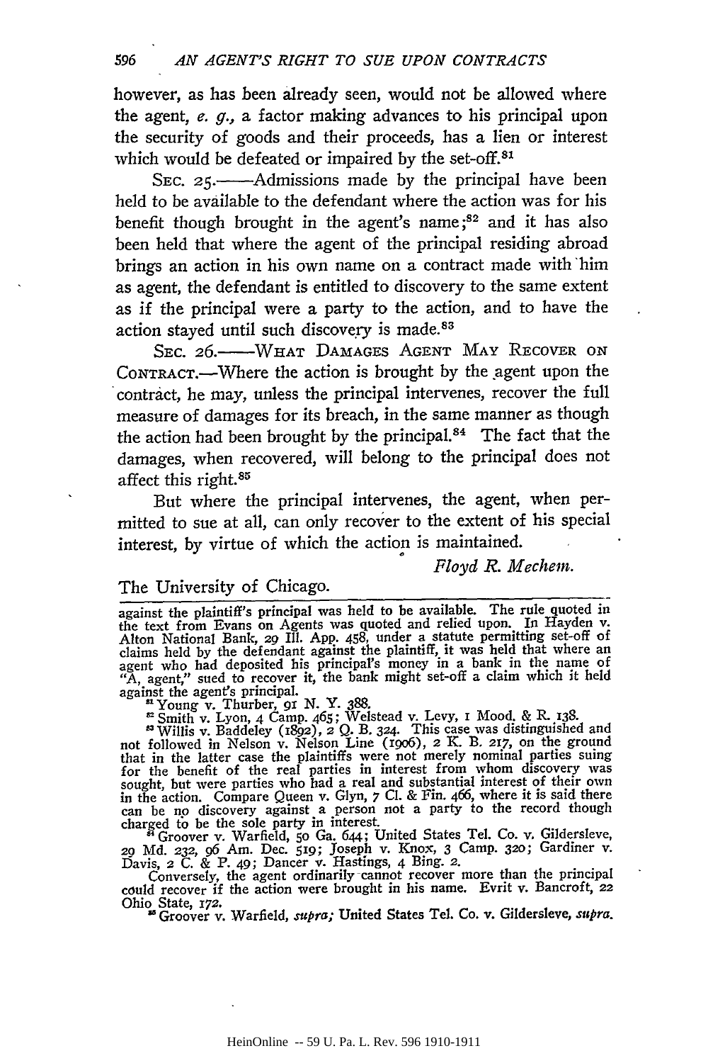however, as has been already seen, would not be allowed where the agent, *e. g.*, a factor making advances to his principal upon the security of goods and their proceeds, has a lien or interest which would be defeated or impaired by the set-off.[81]

SEC. 25.——Admissions made by the principal have been held to be available to the defendant where the action was for his benefit though brought in the agent's name;[82] and it has also been held that where the agent of the principal residing abroad brings an action in his own name on a contract made with him as agent, the defendant is entitled to discovery to the same extent as if the principal were a party to the action, and to have the action stayed until such discovery is made.[83]

SEC. 26.——WHAT DAMAGES AGENT MAY RECOVER ON CONTRACT.—Where the action is brought by the agent upon the contract, he may, unless the principal intervenes, recover the full measure of damages for its breach, in the same manner as though the action had been brought by the principal.[84] The fact that the damages, when recovered, will belong to the principal does not affect this right.[85]

But where the principal intervenes, the agent, when permitted to sue at all, can only recover to the extent of his special interest, by virtue of which the action is maintained.

*Floyd R. Mechem.*

The University of Chicago.

---

against the plaintiff's principal was held to be available. The rule quoted in the text from Evans on Agents was quoted and relied upon. In Hayden v. Alton National Bank, 29 Ill. App. 458, under a statute permitting set-off of claims held by the defendant against the plaintiff, it was held that where an agent who had deposited his principal's money in a bank in the name of "A, agent," sued to recover it, the bank might set-off a claim which it held against the agent's principal.

[81] Young v. Thurber, 91 N. Y. 388.

[82] Smith v. Lyon, 4 Camp. 465; Welstead v. Levy, 1 Mood. & R. 138.

[83] Willis v. Baddeley (1892), 2 Q. B. 324. This case was distinguished and not followed in Nelson v. Nelson Line (1906), 2 K. B. 217, on the ground that in the latter case the plaintiffs were not merely nominal parties suing for the benefit of the real parties in interest from whom discovery was sought, but were parties who had a real and substantial interest of their own in the action. Compare Queen v. Glyn, 7 Cl. & Fin. 466, where it is said there can be no discovery against a person not a party to the record though charged to be the sole party in interest.

[84] Groover v. Warfield, 50 Ga. 644; United States Tel. Co. v. Gildersleve, 29 Md. 232, 96 Am. Dec. 519; Joseph v. Knox, 3 Camp. 320; Gardiner v. Davis, 2 C. & P. 49; Dancer v. Hastings, 4 Bing. 2.

Conversely, the agent ordinarily cannot recover more than the principal could recover if the action were brought in his name. Evrit v. Bancroft, 22 Ohio State, 172.

[85] Groover v. Warfield, *supra;* United States Tel. Co. v. Gildersleve, *supra.*